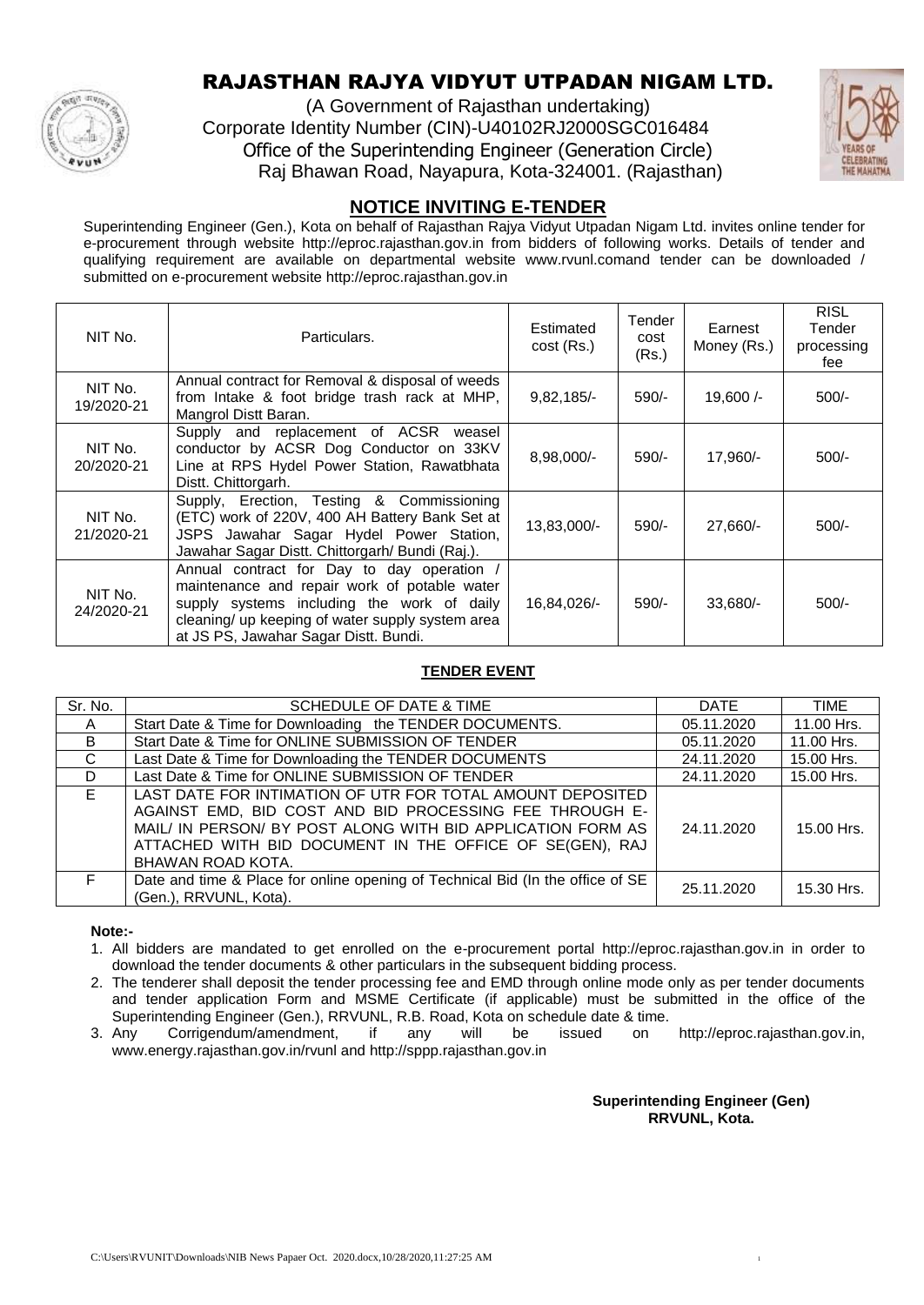# RAJASTHAN RAJYA VIDYUT UTPADAN NIGAM LTD.

(A Government of Rajasthan undertaking)
Corporate Identity Number (CIN)-U40102RJ2000SGC016484
Office of the Superintending Engineer (Generation Circle)
Raj Bhawan Road, Nayapura, Kota-324001. (Rajasthan)

## NOTICE INVITING E-TENDER

Superintending Engineer (Gen.), Kota on behalf of Rajasthan Rajya Vidyut Utpadan Nigam Ltd. invites online tender for e-procurement through website http://eproc.rajasthan.gov.in from bidders of following works. Details of tender and qualifying requirement are available on departmental website www.rvunl.comand tender can be downloaded / submitted on e-procurement website http://eproc.rajasthan.gov.in

| NIT No. | Particulars. | Estimated cost (Rs.) | Tender cost (Rs.) | Earnest Money (Rs.) | RISL Tender processing fee |
|---|---|---|---|---|---|
| NIT No. 19/2020-21 | Annual contract for Removal & disposal of weeds from Intake & foot bridge trash rack at MHP, Mangrol Distt Baran. | 9,82,185/- | 590/- | 19,600 /- | 500/- |
| NIT No. 20/2020-21 | Supply and replacement of ACSR weasel conductor by ACSR Dog Conductor on 33KV Line at RPS Hydel Power Station, Rawatbhata Distt. Chittorgarh. | 8,98,000/- | 590/- | 17,960/- | 500/- |
| NIT No. 21/2020-21 | Supply, Erection, Testing & Commissioning (ETC) work of 220V, 400 AH Battery Bank Set at JSPS Jawahar Sagar Hydel Power Station, Jawahar Sagar Distt. Chittorgarh/ Bundi (Raj.). | 13,83,000/- | 590/- | 27,660/- | 500/- |
| NIT No. 24/2020-21 | Annual contract for Day to day operation / maintenance and repair work of potable water supply systems including the work of daily cleaning/ up keeping of water supply system area at JS PS, Jawahar Sagar Distt. Bundi. | 16,84,026/- | 590/- | 33,680/- | 500/- |

### TENDER EVENT

| Sr. No. | SCHEDULE OF DATE & TIME | DATE | TIME |
|---|---|---|---|
| A | Start Date & Time for Downloading the TENDER DOCUMENTS. | 05.11.2020 | 11.00 Hrs. |
| B | Start Date & Time for ONLINE SUBMISSION OF TENDER | 05.11.2020 | 11.00 Hrs. |
| C | Last Date & Time for Downloading the TENDER DOCUMENTS | 24.11.2020 | 15.00 Hrs. |
| D | Last Date & Time for ONLINE SUBMISSION OF TENDER | 24.11.2020 | 15.00 Hrs. |
| E | LAST DATE FOR INTIMATION OF UTR FOR TOTAL AMOUNT DEPOSITED AGAINST EMD, BID COST AND BID PROCESSING FEE THROUGH E-MAIL/ IN PERSON/ BY POST ALONG WITH BID APPLICATION FORM AS ATTACHED WITH BID DOCUMENT IN THE OFFICE OF SE(GEN), RAJ BHAWAN ROAD KOTA. | 24.11.2020 | 15.00 Hrs. |
| F | Date and time & Place for online opening of Technical Bid (In the office of SE (Gen.), RRVUNL, Kota). | 25.11.2020 | 15.30 Hrs. |

**Note:-**

1. All bidders are mandated to get enrolled on the e-procurement portal http://eproc.rajasthan.gov.in in order to download the tender documents & other particulars in the subsequent bidding process.
2. The tenderer shall deposit the tender processing fee and EMD through online mode only as per tender documents and tender application Form and MSME Certificate (if applicable) must be submitted in the office of the Superintending Engineer (Gen.), RRVUNL, R.B. Road, Kota on schedule date & time.
3. Any Corrigendum/amendment, if any will be issued on http://eproc.rajasthan.gov.in, www.energy.rajasthan.gov.in/rvunl and http://sppp.rajasthan.gov.in

**Superintending Engineer (Gen)**
**RRVUNL, Kota.**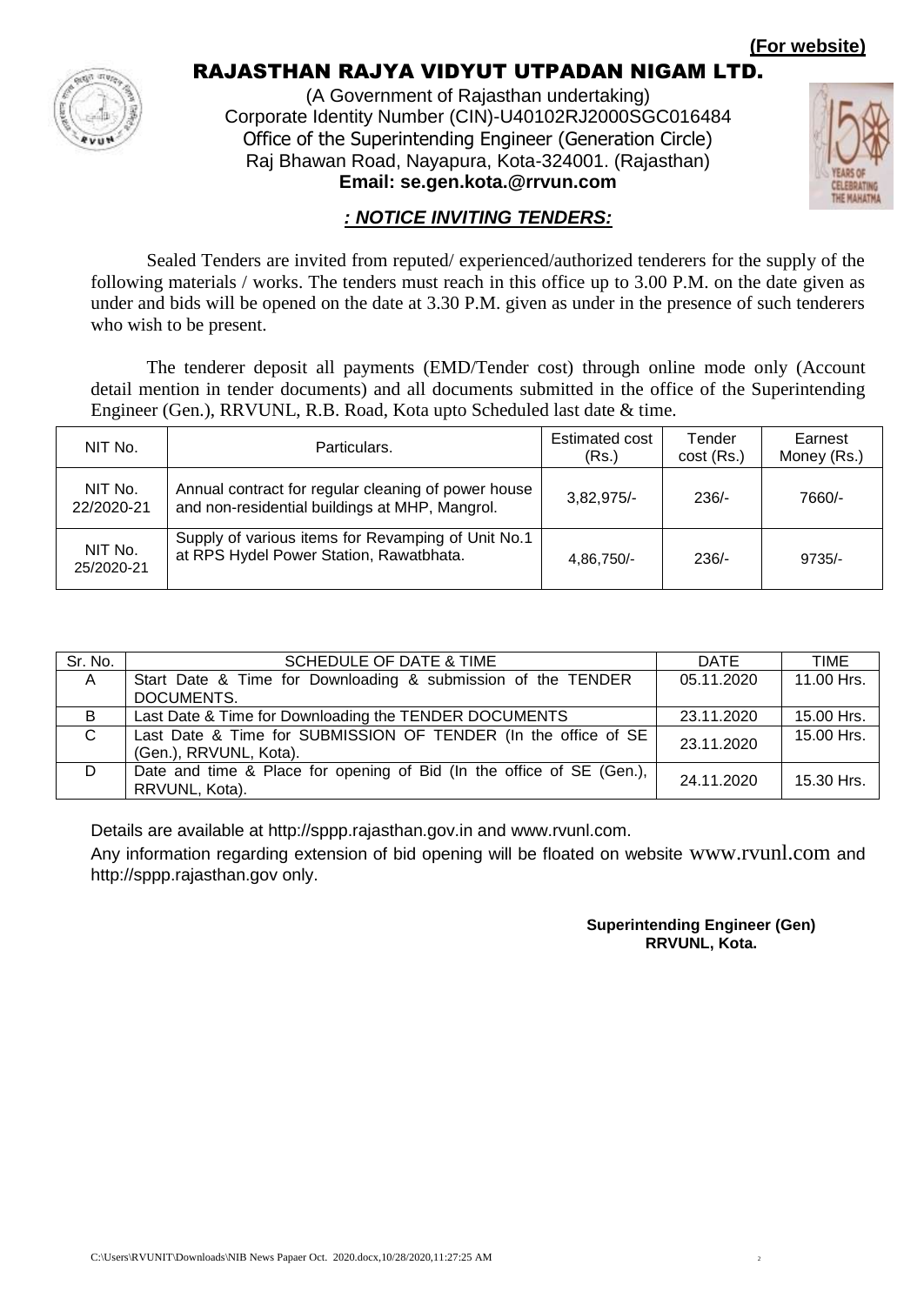**(For website)**

# RAJASTHAN RAJYA VIDYUT UTPADAN NIGAM LTD.

(A Government of Rajasthan undertaking)
Corporate Identity Number (CIN)-U40102RJ2000SGC016484
Office of the Superintending Engineer (Generation Circle)
Raj Bhawan Road, Nayapura, Kota-324001. (Rajasthan)
**Email: se.gen.kota.@rrvun.com**

## *: NOTICE INVITING TENDERS:*

Sealed Tenders are invited from reputed/ experienced/authorized tenderers for the supply of the following materials / works. The tenders must reach in this office up to 3.00 P.M. on the date given as under and bids will be opened on the date at 3.30 P.M. given as under in the presence of such tenderers who wish to be present.

The tenderer deposit all payments (EMD/Tender cost) through online mode only (Account detail mention in tender documents) and all documents submitted in the office of the Superintending Engineer (Gen.), RRVUNL, R.B. Road, Kota upto Scheduled last date & time.

| NIT No. | Particulars. | Estimated cost (Rs.) | Tender cost (Rs.) | Earnest Money (Rs.) |
|---|---|---|---|---|
| NIT No. 22/2020-21 | Annual contract for regular cleaning of power house and non-residential buildings at MHP, Mangrol. | 3,82,975/- | 236/- | 7660/- |
| NIT No. 25/2020-21 | Supply of various items for Revamping of Unit No.1 at RPS Hydel Power Station, Rawatbhata. | 4,86,750/- | 236/- | 9735/- |

| Sr. No. | SCHEDULE OF DATE & TIME | DATE | TIME |
|---|---|---|---|
| A | Start Date & Time for Downloading & submission of the TENDER DOCUMENTS. | 05.11.2020 | 11.00 Hrs. |
| B | Last Date & Time for Downloading the TENDER DOCUMENTS | 23.11.2020 | 15.00 Hrs. |
| C | Last Date & Time for SUBMISSION OF TENDER (In the office of SE (Gen.), RRVUNL, Kota). | 23.11.2020 | 15.00 Hrs. |
| D | Date and time & Place for opening of Bid (In the office of SE (Gen.), RRVUNL, Kota). | 24.11.2020 | 15.30 Hrs. |

Details are available at http://sppp.rajasthan.gov.in and www.rvunl.com.

Any information regarding extension of bid opening will be floated on website www.rvunl.com and http://sppp.rajasthan.gov only.

**Superintending Engineer (Gen)**
**RRVUNL, Kota.**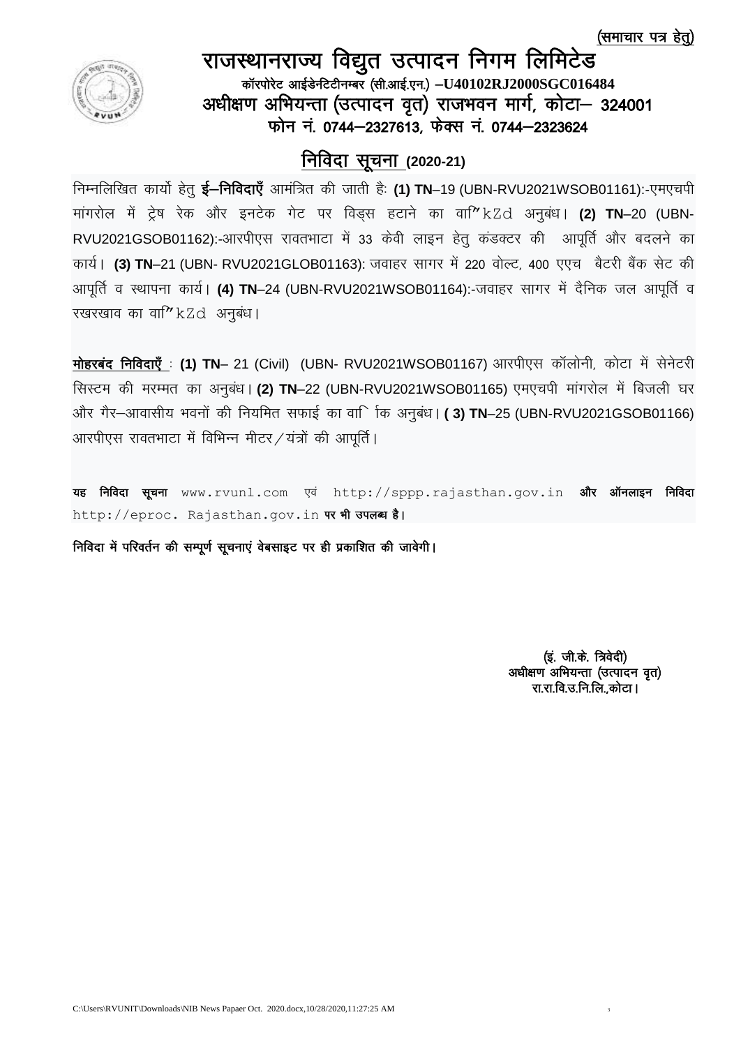(समाचार पत्र हेतु)

# राजस्थानराज्य विद्युत उत्पादन निगम लिमिटेड

**कॉरपोरेट आईडेन्टिटीनम्बर (सी.आई.एन.) –U40102RJ2000SGC016484**

**अधीक्षण अभियन्ता (उत्पादन वृत) राजभवन मार्ग, कोटा– 324001**

**फोन नं. 0744–2327613, फेक्स नं. 0744–2323624**

## निविदा सूचना (2020-21)

निम्नलिखित कार्यो हेतु **ई–निविदाएँ** आमंत्रित की जाती हैः **(1) TN**–19 (UBN-RVU2021WSOB01161):-एमएचपी मांगरोल में ट्रेष रेक और इनटेक गेट पर विड्स हटाने का वा"kZd अनुबंध। **(2) TN**–20 (UBN-RVU2021GSOB01162):-आरपीएस रावतभाटा में 33 केवी लाइन हेतु कंडक्टर की आपूर्ति और बदलने का कार्य। **(3) TN**–21 (UBN- RVU2021GLOB01163): जवाहर सागर में 220 वोल्ट, 400 एएच बैटरी बैंक सेट की आपूर्ति व स्थापना कार्य। **(4) TN**–24 (UBN-RVU2021WSOB01164):-जवाहर सागर में दैनिक जल आपूर्ति व रखरखाव का वा"kZd अनुबंध।

**मोहरबंद निविदाएँ** : **(1) TN**– 21 (Civil) (UBN- RVU2021WSOB01167) आरपीएस कॉलोनी, कोटा में सेनेटरी सिस्टम की मरम्मत का अनुबंध। **(2) TN**–22 (UBN-RVU2021WSOB01165) एमएचपी मांगरोल में बिजली घर और गैर–आवासीय भवनों की नियमित सफाई का वार्षिक अनुबंध। **( 3) TN**–25 (UBN-RVU2021GSOB01166) आरपीएस रावतभाटा में विभिन्न मीटर/यंत्रों की आपूर्ति।

**यह निविदा सूचना** www.rvunl.com एवं http://sppp.rajasthan.gov.in **और ऑनलाइन निविदा** http://eproc. Rajasthan.gov.in **पर भी उपलब्ध है।**

**निविदा में परिवर्तन की सम्पूर्ण सूचनाएं वेबसाइट पर ही प्रकाशित की जावेगी।**

**(इं. जी.के. त्रिवेदी)**
**अधीक्षण अभियन्ता (उत्पादन वृत)**
**रा.रा.वि.उ.नि.लि.,कोटा।**

C:\Users\RVUNIT\Downloads\NIB News Papaer Oct. 2020.docx,10/28/2020,11:27:25 AM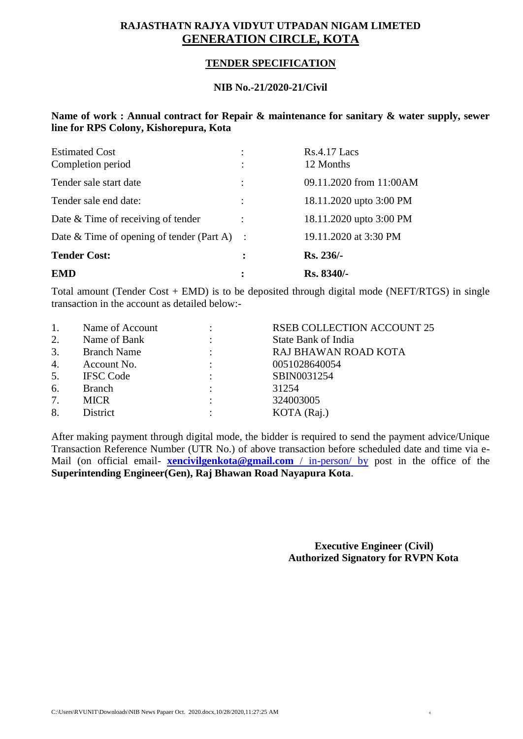**RAJASTHATN RAJYA VIDYUT UTPADAN NIGAM LIMETED**

**GENERATION CIRCLE, KOTA**

**TENDER SPECIFICATION**

**NIB No.-21/2020-21/Civil**

**Name of work : Annual contract for Repair & maintenance for sanitary & water supply, sewer line for RPS Colony, Kishorepura, Kota**

| | | |
|---|---|---|
| Estimated Cost | : | Rs.4.17 Lacs |
| Completion period | : | 12 Months |
| Tender sale start date | : | 09.11.2020 from 11:00AM |
| Tender sale end date: | : | 18.11.2020 upto 3:00 PM |
| Date & Time of receiving of tender | : | 18.11.2020 upto 3:00 PM |
| Date & Time of opening of tender (Part A) | : | 19.11.2020 at 3:30 PM |
| **Tender Cost:** | **:** | **Rs. 236/-** |
| **EMD** | **:** | **Rs. 8340/-** |

Total amount (Tender Cost + EMD) is to be deposited through digital mode (NEFT/RTGS) in single transaction in the account as detailed below:-

| | | | |
|---|---|---|---|
| 1. | Name of Account | : | RSEB COLLECTION ACCOUNT 25 |
| 2. | Name of Bank | : | State Bank of India |
| 3. | Branch Name | : | RAJ BHAWAN ROAD KOTA |
| 4. | Account No. | : | 0051028640054 |
| 5. | IFSC Code | : | SBIN0031254 |
| 6. | Branch | : | 31254 |
| 7. | MICR | : | 324003005 |
| 8. | District | : | KOTA (Raj.) |

After making payment through digital mode, the bidder is required to send the payment advice/Unique Transaction Reference Number (UTR No.) of above transaction before scheduled date and time via e-Mail (on official email- **xencivilgenkota@gmail.com** / in-person/ by post in the office of the **Superintending Engineer(Gen), Raj Bhawan Road Nayapura Kota**.

**Executive Engineer (Civil)**
**Authorized Signatory for RVPN Kota**